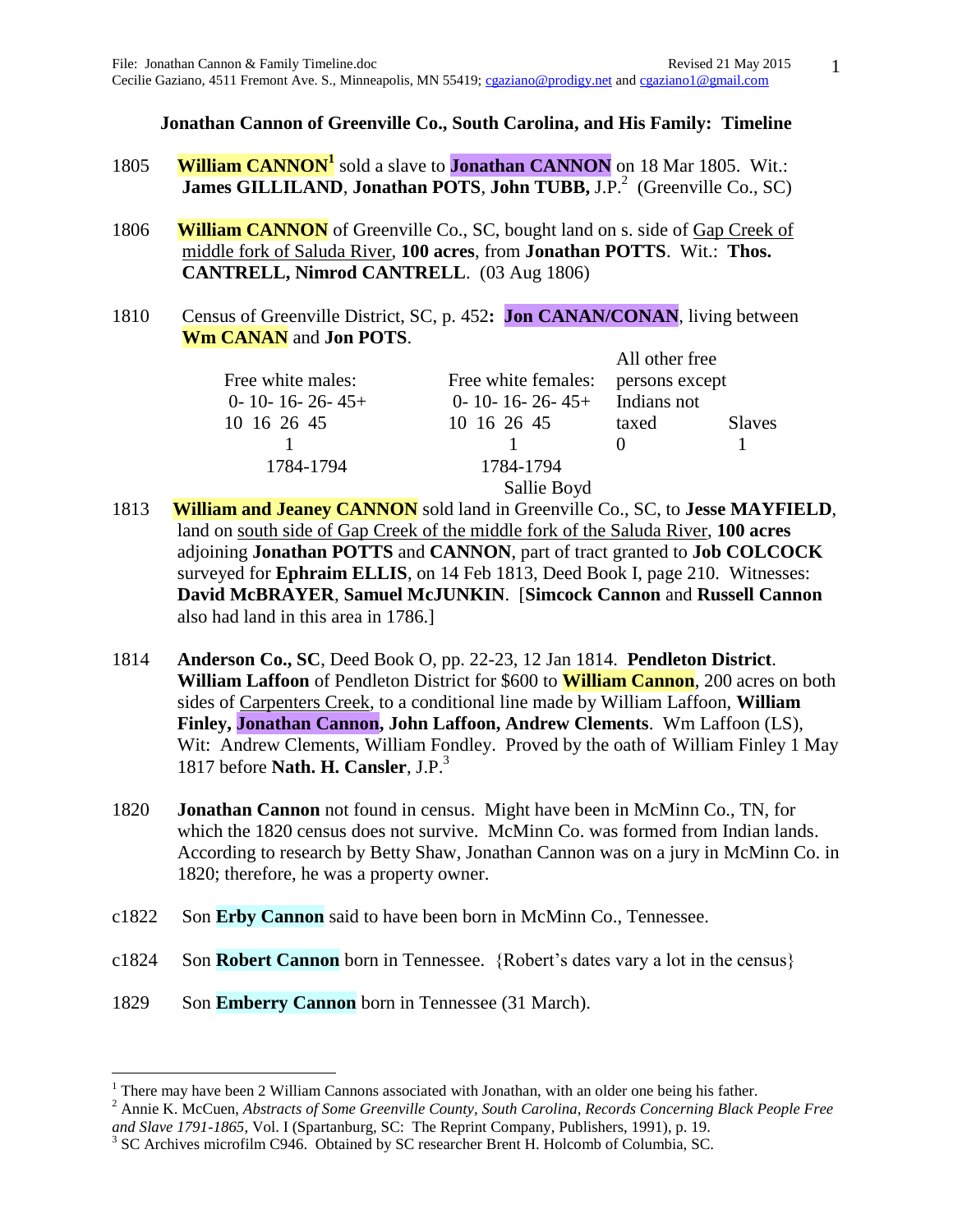File: Jonathan Cannon & Family Timeline.doc Revised 21 May 2015
Cecilie Gaziano, 4511 Fremont Ave. S., Minneapolis, MN 55419; cgaziano@prodigy.net and cgaziano1@gmail.com

## Jonathan Cannon of Greenville Co., South Carolina, and His Family: Timeline

1805 **William CANNON**[1] sold a slave to **Jonathan CANNON** on 18 Mar 1805. Wit.: **James GILLILAND**, **Jonathan POTS**, **John TUBB,** J.P.[2] (Greenville Co., SC)

1806 **William CANNON** of Greenville Co., SC, bought land on s. side of Gap Creek of middle fork of Saluda River, **100 acres**, from **Jonathan POTTS**. Wit.: **Thos. CANTRELL, Nimrod CANTRELL**. (03 Aug 1806)

1810 Census of Greenville District, SC, p. 452**: Jon CANAN/CONAN**, living between **Wm CANAN** and **Jon POTS**.

| Free white males: 0-10 | 10-16 | 16-26 | 26-45 | 45+ | Free white females: 0-10 | 10-16 | 16-26 | 26-45 | 45+ | All other free persons except Indians not taxed | Slaves |
|---|---|---|---|---|---|---|---|---|---|---|---|
| | | | 1 | | | | | 1 | | 0 | 1 |
| | | | 1784-1794 | | | | | 1784-1794 | | | |
| | | | | | | | | Sallie Boyd | | | |

1813 **William and Jeaney CANNON** sold land in Greenville Co., SC, to **Jesse MAYFIELD**, land on south side of Gap Creek of the middle fork of the Saluda River, **100 acres** adjoining **Jonathan POTTS** and **CANNON**, part of tract granted to **Job COLCOCK** surveyed for **Ephraim ELLIS**, on 14 Feb 1813, Deed Book I, page 210. Witnesses: **David McBRAYER**, **Samuel McJUNKIN**. [**Simcock Cannon** and **Russell Cannon** also had land in this area in 1786.]

1814 **Anderson Co., SC**, Deed Book O, pp. 22-23, 12 Jan 1814. **Pendleton District**. **William Laffoon** of Pendleton District for $600 to **William Cannon**, 200 acres on both sides of Carpenters Creek, to a conditional line made by William Laffoon, **William Finley, Jonathan Cannon, John Laffoon, Andrew Clements**. Wm Laffoon (LS), Wit: Andrew Clements, William Fondley. Proved by the oath of William Finley 1 May 1817 before **Nath. H. Cansler**, J.P.[3]

1820 **Jonathan Cannon** not found in census. Might have been in McMinn Co., TN, for which the 1820 census does not survive. McMinn Co. was formed from Indian lands. According to research by Betty Shaw, Jonathan Cannon was on a jury in McMinn Co. in 1820; therefore, he was a property owner.

c1822 Son **Erby Cannon** said to have been born in McMinn Co., Tennessee.

c1824 Son **Robert Cannon** born in Tennessee. {Robert's dates vary a lot in the census}

1829 Son **Emberry Cannon** born in Tennessee (31 March).

---

[1] There may have been 2 William Cannons associated with Jonathan, with an older one being his father.

[2] Annie K. McCuen, *Abstracts of Some Greenville County, South Carolina, Records Concerning Black People Free and Slave 1791-1865*, Vol. I (Spartanburg, SC: The Reprint Company, Publishers, 1991), p. 19.

[3] SC Archives microfilm C946. Obtained by SC researcher Brent H. Holcomb of Columbia, SC.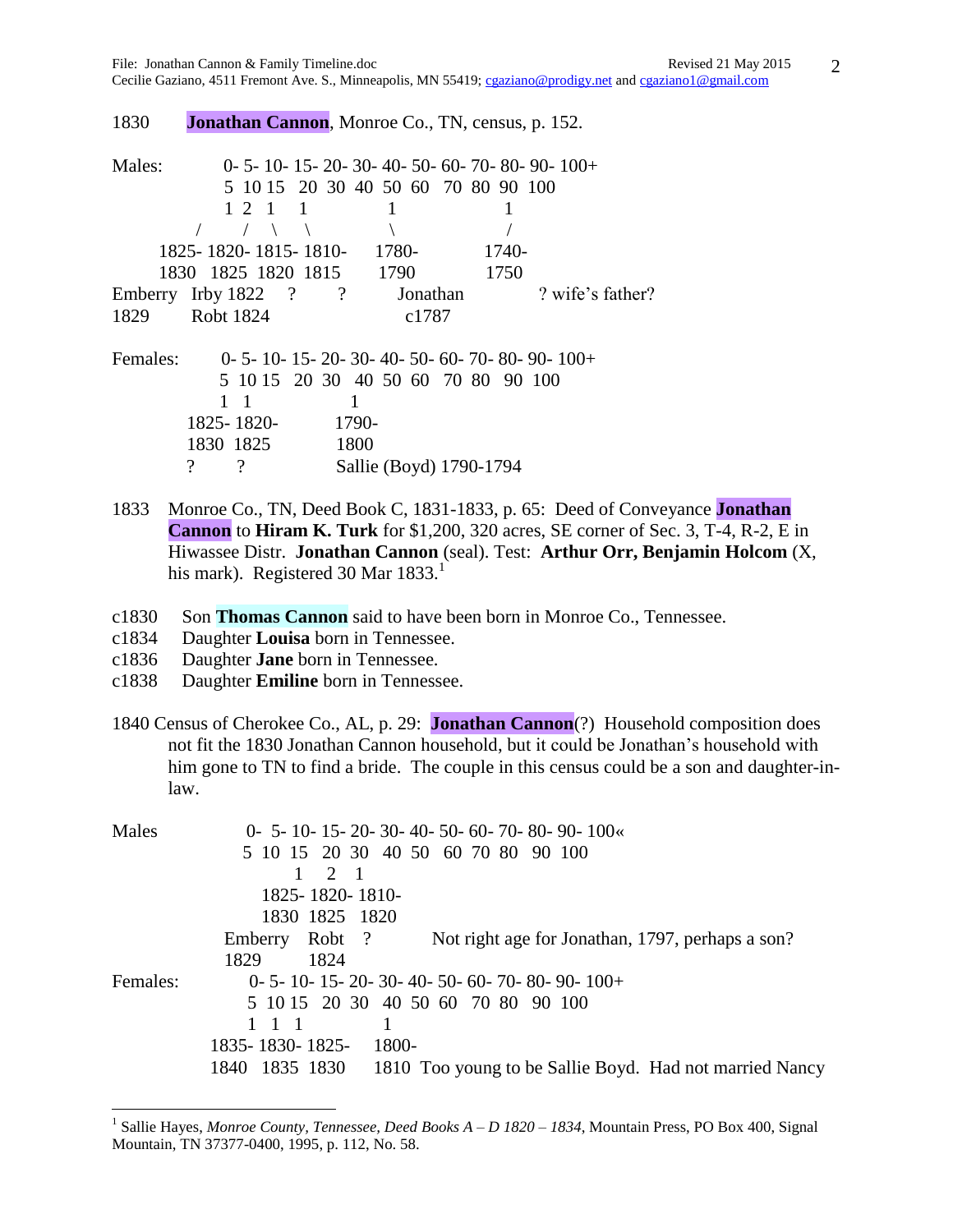1830 **Jonathan Cannon**, Monroe Co., TN, census, p. 152.

```
Males:        0- 5- 10- 15- 20- 30- 40- 50- 60- 70- 80- 90- 100+
              5  10 15  20  30  40  50  60   70  80  90  100
              1  2   1    1            1                    1
          /        /    \     \             \                    /
      1825- 1820- 1815- 1810-      1780-              1740-
      1830  1825  1820  1815       1790               1750
Emberry  Irby 1822    ?       ?        Jonathan              ? wife's father?
1829        Robt 1824                    c1787
```

```
Females:      0- 5- 10- 15- 20- 30- 40- 50- 60- 70- 80- 90- 100+
              5  10 15  20  30   40  50  60   70  80   90  100
              1   1                    1
          1825- 1820-             1790-
          1830  1825              1800
          ?        ?              Sallie (Boyd) 1790-1794
```

1833 Monroe Co., TN, Deed Book C, 1831-1833, p. 65: Deed of Conveyance **Jonathan Cannon** to **Hiram K. Turk** for $1,200, 320 acres, SE corner of Sec. 3, T-4, R-2, E in Hiwassee Distr. **Jonathan Cannon** (seal). Test: **Arthur Orr, Benjamin Holcom** (X, his mark). Registered 30 Mar 1833.[1]

c1830 Son **Thomas Cannon** said to have been born in Monroe Co., Tennessee.
c1834 Daughter **Louisa** born in Tennessee.
c1836 Daughter **Jane** born in Tennessee.
c1838 Daughter **Emiline** born in Tennessee.

1840 Census of Cherokee Co., AL, p. 29: **Jonathan Cannon**(?) Household composition does not fit the 1830 Jonathan Cannon household, but it could be Jonathan's household with him gone to TN to find a bride. The couple in this census could be a son and daughter-in-law.

```
Males              0-  5- 10- 15- 20- 30- 40- 50- 60- 70- 80- 90- 100«
                   5  10  15   20  30   40  50   60  70  80   90  100
                           1    2   1
                     1825- 1820- 1810-
                     1830  1825   1820
                 Emberry   Robt   ?          Not right age for Jonathan, 1797, perhaps a son?
                 1829         1824
Females:           0- 5- 10- 15- 20- 30- 40- 50- 60- 70- 80- 90- 100+
                   5  10 15  20  30   40  50  60   70  80   90  100
                   1   1   1                1
               1835- 1830- 1825-      1800-
               1840  1835  1830       1810  Too young to be Sallie Boyd.  Had not married Nancy
```

[1] Sallie Hayes, *Monroe County, Tennessee, Deed Books A – D 1820 – 1834*, Mountain Press, PO Box 400, Signal Mountain, TN 37377-0400, 1995, p. 112, No. 58.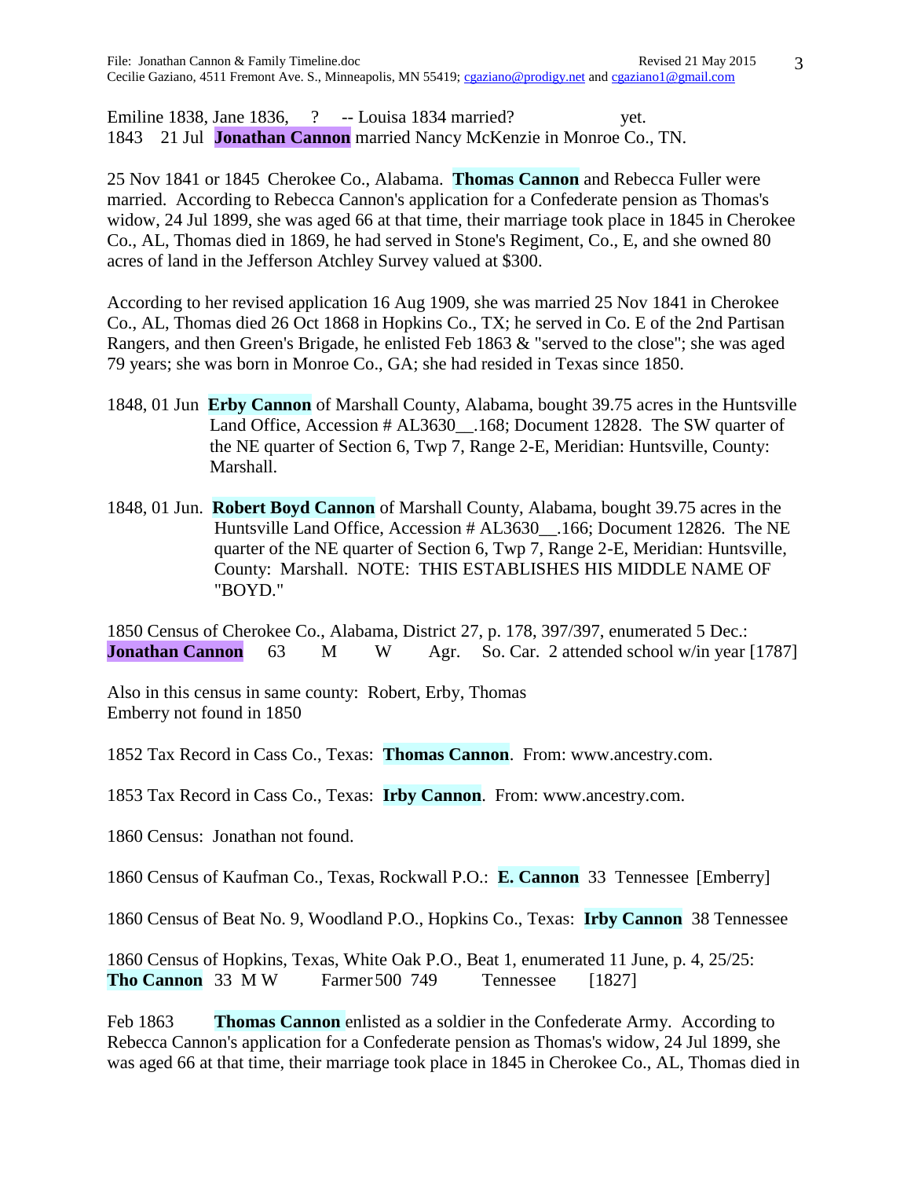Emiline 1838, Jane 1836, ? -- Louisa 1834 married? yet.
1843 21 Jul **Jonathan Cannon** married Nancy McKenzie in Monroe Co., TN.

25 Nov 1841 or 1845 Cherokee Co., Alabama. **Thomas Cannon** and Rebecca Fuller were married. According to Rebecca Cannon's application for a Confederate pension as Thomas's widow, 24 Jul 1899, she was aged 66 at that time, their marriage took place in 1845 in Cherokee Co., AL, Thomas died in 1869, he had served in Stone's Regiment, Co., E, and she owned 80 acres of land in the Jefferson Atchley Survey valued at $300.

According to her revised application 16 Aug 1909, she was married 25 Nov 1841 in Cherokee Co., AL, Thomas died 26 Oct 1868 in Hopkins Co., TX; he served in Co. E of the 2nd Partisan Rangers, and then Green's Brigade, he enlisted Feb 1863 & "served to the close"; she was aged 79 years; she was born in Monroe Co., GA; she had resided in Texas since 1850.

1848, 01 Jun **Erby Cannon** of Marshall County, Alabama, bought 39.75 acres in the Huntsville Land Office, Accession # AL3630__.168; Document 12828. The SW quarter of the NE quarter of Section 6, Twp 7, Range 2-E, Meridian: Huntsville, County: Marshall.

1848, 01 Jun. **Robert Boyd Cannon** of Marshall County, Alabama, bought 39.75 acres in the Huntsville Land Office, Accession # AL3630__.166; Document 12826. The NE quarter of the NE quarter of Section 6, Twp 7, Range 2-E, Meridian: Huntsville, County: Marshall. NOTE: THIS ESTABLISHES HIS MIDDLE NAME OF "BOYD."

1850 Census of Cherokee Co., Alabama, District 27, p. 178, 397/397, enumerated 5 Dec.:
**Jonathan Cannon** 63 M W Agr. So. Car. 2 attended school w/in year [1787]

Also in this census in same county: Robert, Erby, Thomas
Emberry not found in 1850

1852 Tax Record in Cass Co., Texas: **Thomas Cannon**. From: www.ancestry.com.

1853 Tax Record in Cass Co., Texas: **Irby Cannon**. From: www.ancestry.com.

1860 Census: Jonathan not found.

1860 Census of Kaufman Co., Texas, Rockwall P.O.: **E. Cannon** 33 Tennessee [Emberry]

1860 Census of Beat No. 9, Woodland P.O., Hopkins Co., Texas: **Irby Cannon** 38 Tennessee

1860 Census of Hopkins, Texas, White Oak P.O., Beat 1, enumerated 11 June, p. 4, 25/25:
**Tho Cannon** 33 M W Farmer 500 749 Tennessee [1827]

Feb 1863 **Thomas Cannon** enlisted as a soldier in the Confederate Army. According to Rebecca Cannon's application for a Confederate pension as Thomas's widow, 24 Jul 1899, she was aged 66 at that time, their marriage took place in 1845 in Cherokee Co., AL, Thomas died in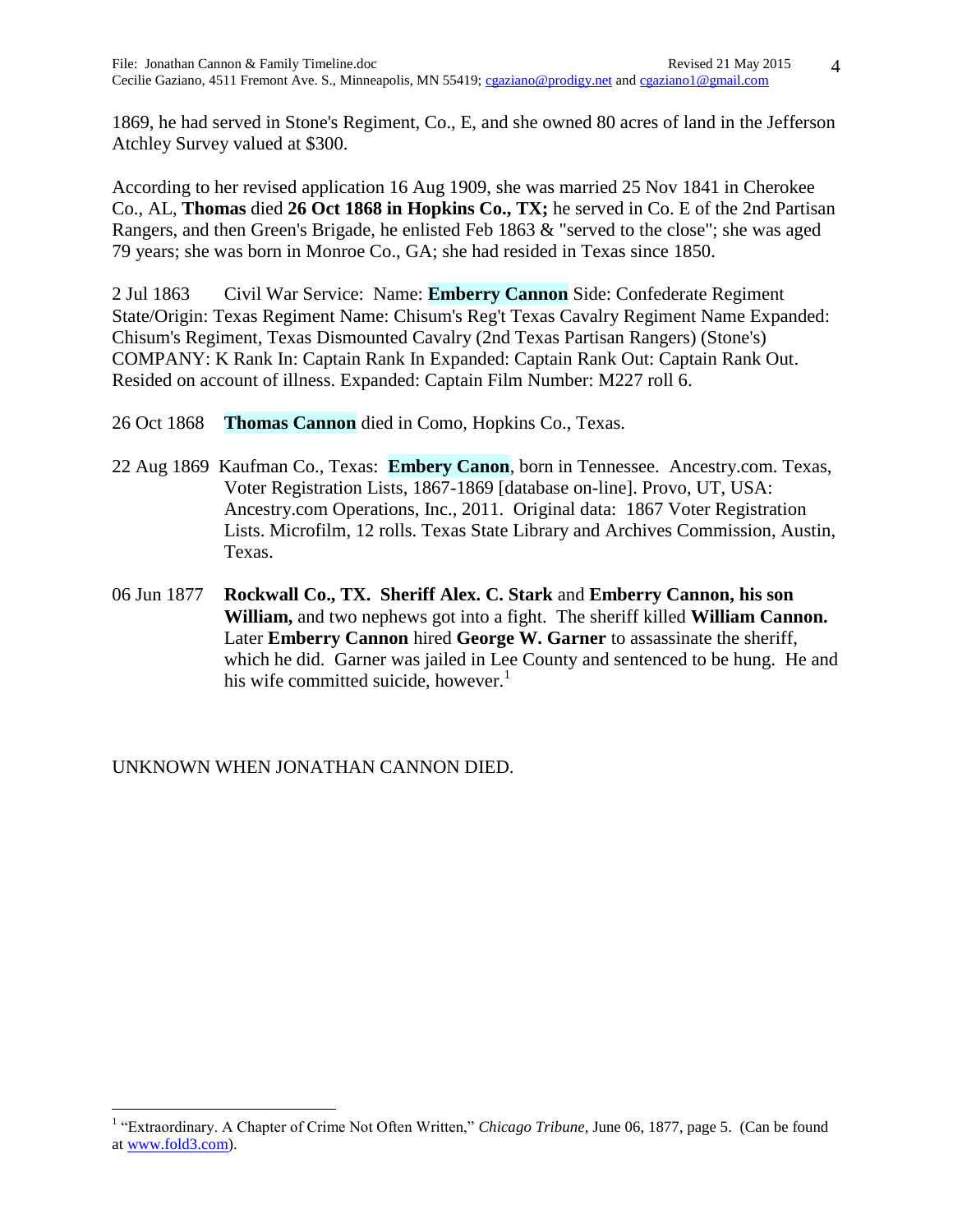1869, he had served in Stone's Regiment, Co., E, and she owned 80 acres of land in the Jefferson Atchley Survey valued at $300.

According to her revised application 16 Aug 1909, she was married 25 Nov 1841 in Cherokee Co., AL, **Thomas** died **26 Oct 1868 in Hopkins Co., TX;** he served in Co. E of the 2nd Partisan Rangers, and then Green's Brigade, he enlisted Feb 1863 & "served to the close"; she was aged 79 years; she was born in Monroe Co., GA; she had resided in Texas since 1850.

2 Jul 1863 Civil War Service: Name: **Emberry Cannon** Side: Confederate Regiment State/Origin: Texas Regiment Name: Chisum's Reg't Texas Cavalry Regiment Name Expanded: Chisum's Regiment, Texas Dismounted Cavalry (2nd Texas Partisan Rangers) (Stone's) COMPANY: K Rank In: Captain Rank In Expanded: Captain Rank Out: Captain Rank Out. Resided on account of illness. Expanded: Captain Film Number: M227 roll 6.

26 Oct 1868 **Thomas Cannon** died in Como, Hopkins Co., Texas.

22 Aug 1869 Kaufman Co., Texas: **Embery Canon**, born in Tennessee. Ancestry.com. Texas, Voter Registration Lists, 1867-1869 [database on-line]. Provo, UT, USA: Ancestry.com Operations, Inc., 2011. Original data: 1867 Voter Registration Lists. Microfilm, 12 rolls. Texas State Library and Archives Commission, Austin, Texas.

06 Jun 1877 **Rockwall Co., TX. Sheriff Alex. C. Stark** and **Emberry Cannon, his son William,** and two nephews got into a fight. The sheriff killed **William Cannon.** Later **Emberry Cannon** hired **George W. Garner** to assassinate the sheriff, which he did. Garner was jailed in Lee County and sentenced to be hung. He and his wife committed suicide, however.[1]

UNKNOWN WHEN JONATHAN CANNON DIED.

[1] "Extraordinary. A Chapter of Crime Not Often Written," *Chicago Tribune*, June 06, 1877, page 5. (Can be found at www.fold3.com).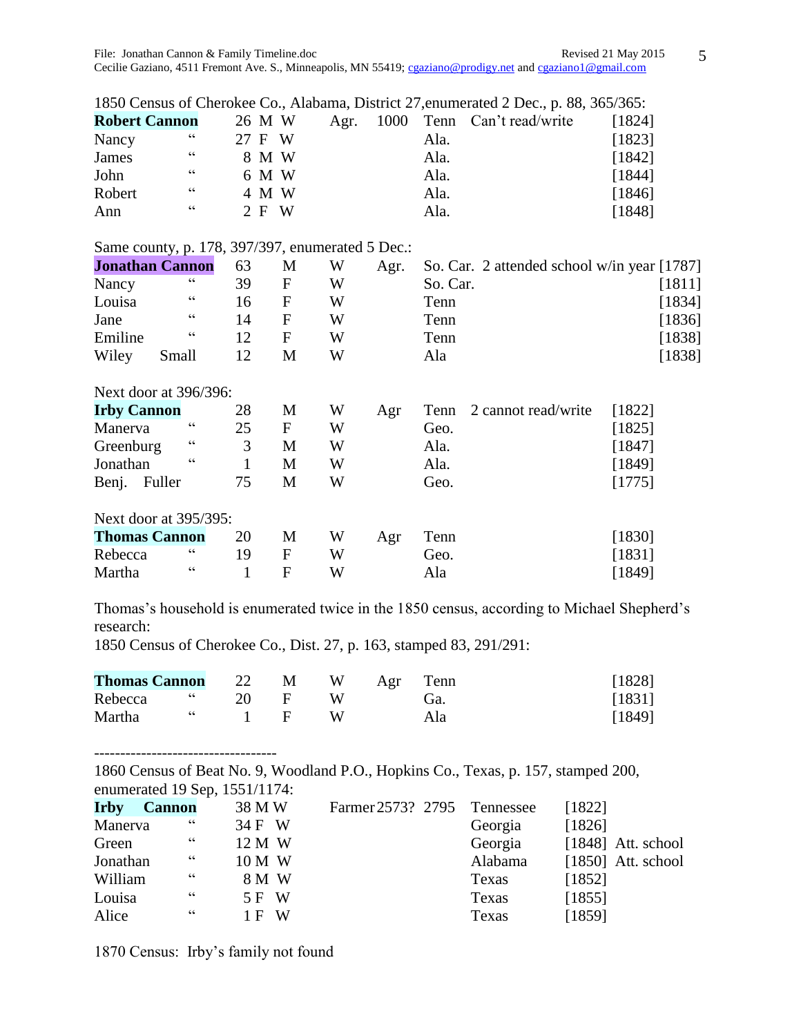1850 Census of Cherokee Co., Alabama, District 27,enumerated 2 Dec., p. 88, 365/365:

| | | | | | | | | | |
|---|---|---|---|---|---|---|---|---|---|
| **Robert Cannon** | | 26 | M | W | Agr. | 1000 | Tenn | Can't read/write | [1824] |
| Nancy | " | 27 | F | W | | | Ala. | | [1823] |
| James | " | 8 | M | W | | | Ala. | | [1842] |
| John | " | 6 | M | W | | | Ala. | | [1844] |
| Robert | " | 4 | M | W | | | Ala. | | [1846] |
| Ann | " | 2 | F | W | | | Ala. | | [1848] |

Same county, p. 178, 397/397, enumerated 5 Dec.:

| | | | | | | | | |
|---|---|---|---|---|---|---|---|---|
| **Jonathan Cannon** | | 63 | M | W | Agr. | So. Car. | 2 attended school w/in year | [1787] |
| Nancy | " | 39 | F | W | | So. Car. | | [1811] |
| Louisa | " | 16 | F | W | | Tenn | | [1834] |
| Jane | " | 14 | F | W | | Tenn | | [1836] |
| Emiline | " | 12 | F | W | | Tenn | | [1838] |
| Wiley | Small | 12 | M | W | | Ala | | [1838] |

Next door at 396/396:

| | | | | | | | | |
|---|---|---|---|---|---|---|---|---|
| **Irby Cannon** | | 28 | M | W | Agr | Tenn | 2 cannot read/write | [1822] |
| Manerva | " | 25 | F | W | | Geo. | | [1825] |
| Greenburg | " | 3 | M | W | | Ala. | | [1847] |
| Jonathan | " | 1 | M | W | | Ala. | | [1849] |
| Benj. | Fuller | 75 | M | W | | Geo. | | [1775] |

Next door at 395/395:

| | | | | | | | |
|---|---|---|---|---|---|---|---|
| **Thomas Cannon** | | 20 | M | W | Agr | Tenn | [1830] |
| Rebecca | " | 19 | F | W | | Geo. | [1831] |
| Martha | " | 1 | F | W | | Ala | [1849] |

Thomas's household is enumerated twice in the 1850 census, according to Michael Shepherd's research:
1850 Census of Cherokee Co., Dist. 27, p. 163, stamped 83, 291/291:

| | | | | | | | |
|---|---|---|---|---|---|---|---|
| **Thomas Cannon** | | 22 | M | W | Agr | Tenn | [1828] |
| Rebecca | " | 20 | F | W | | Ga. | [1831] |
| Martha | " | 1 | F | W | | Ala | [1849] |

----------------------------------

1860 Census of Beat No. 9, Woodland P.O., Hopkins Co., Texas, p. 157, stamped 200, enumerated 19 Sep, 1551/1174:

| | | | | | | | | | |
|---|---|---|---|---|---|---|---|---|---|
| **Irby Cannon** | | 38 | M | W | Farmer | 2573? | 2795 | Tennessee | [1822] |
| Manerva | " | 34 | F | W | | | | Georgia | [1826] |
| Green | " | 12 | M | W | | | | Georgia | [1848] Att. school |
| Jonathan | " | 10 | M | W | | | | Alabama | [1850] Att. school |
| William | " | 8 | M | W | | | | Texas | [1852] |
| Louisa | " | 5 | F | W | | | | Texas | [1855] |
| Alice | " | 1 | F | W | | | | Texas | [1859] |

1870 Census: Irby's family not found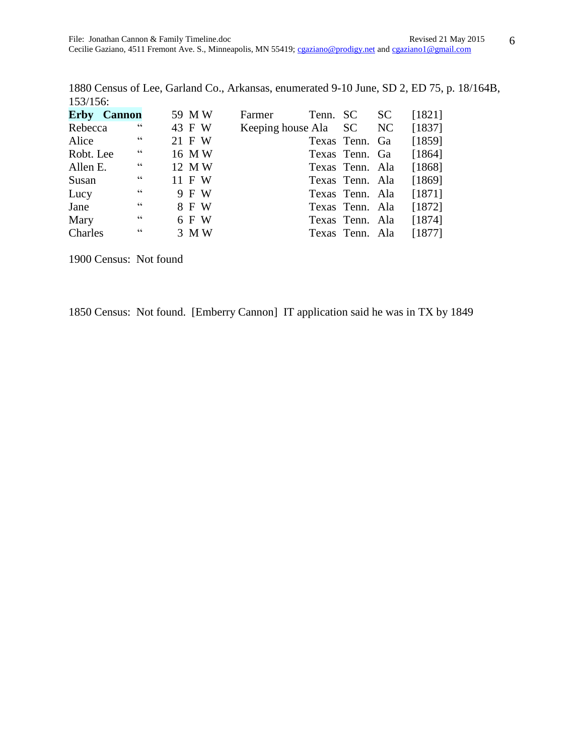1880 Census of Lee, Garland Co., Arkansas, enumerated 9-10 June, SD 2, ED 75, p. 18/164B, 153/156:

| Name | | Age | Sex | Race | Occupation | Birthplace | Father | Mother | Year |
|---|---|---|---|---|---|---|---|---|---|
| **Erby Cannon** | | 59 | M | W | Farmer | Tenn. | SC | SC | [1821] |
| Rebecca | " | 43 | F | W | Keeping house | Ala | SC | NC | [1837] |
| Alice | " | 21 | F | W | | Texas | Tenn. | Ga | [1859] |
| Robt. Lee | " | 16 | M | W | | Texas | Tenn. | Ga | [1864] |
| Allen E. | " | 12 | M | W | | Texas | Tenn. | Ala | [1868] |
| Susan | " | 11 | F | W | | Texas | Tenn. | Ala | [1869] |
| Lucy | " | 9 | F | W | | Texas | Tenn. | Ala | [1871] |
| Jane | " | 8 | F | W | | Texas | Tenn. | Ala | [1872] |
| Mary | " | 6 | F | W | | Texas | Tenn. | Ala | [1874] |
| Charles | " | 3 | M | W | | Texas | Tenn. | Ala | [1877] |

1900 Census: Not found

1850 Census: Not found. [Emberry Cannon] IT application said he was in TX by 1849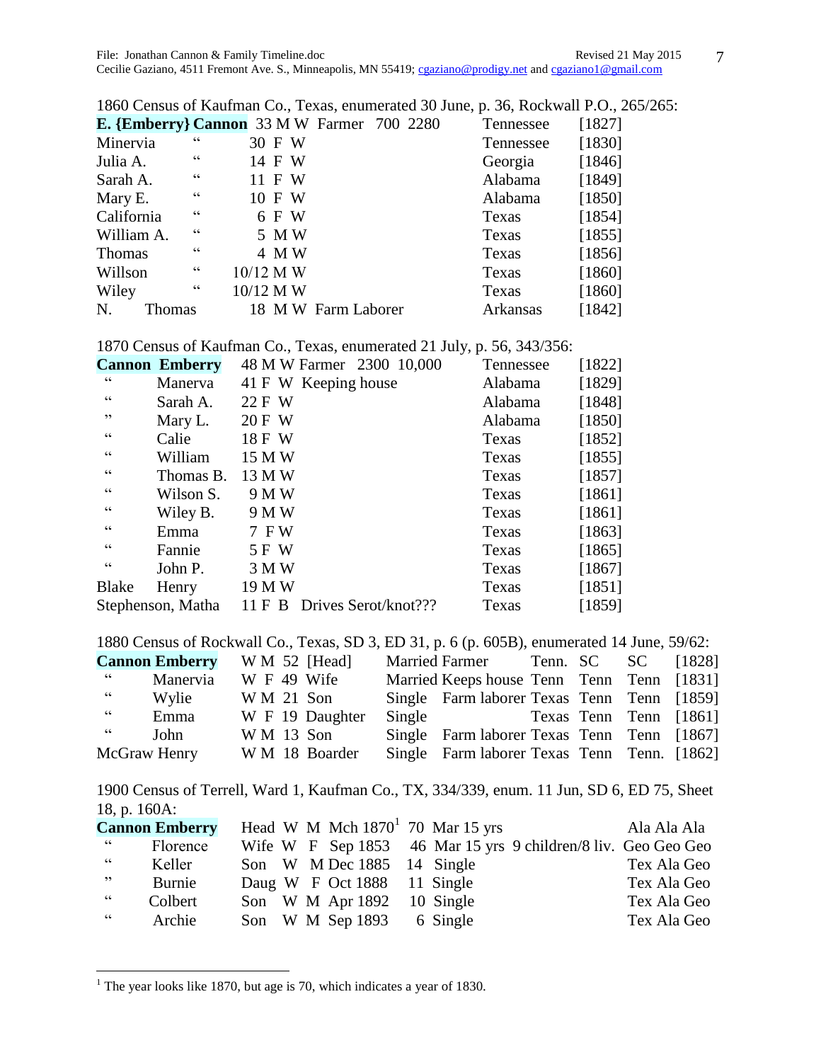1860 Census of Kaufman Co., Texas, enumerated 30 June, p. 36, Rockwall P.O., 265/265:

| Name | | Age/Sex/Race/Occupation/Value | Birthplace | Est. |
|---|---|---|---|---|
| **E. {Emberry} Cannon** | | 33 M W Farmer 700 2280 | Tennessee | [1827] |
| Minervia | " | 30 F W | Tennessee | [1830] |
| Julia A. | " | 14 F W | Georgia | [1846] |
| Sarah A. | " | 11 F W | Alabama | [1849] |
| Mary E. | " | 10 F W | Alabama | [1850] |
| California | " | 6 F W | Texas | [1854] |
| William A. | " | 5 M W | Texas | [1855] |
| Thomas | " | 4 M W | Texas | [1856] |
| Willson | " | 10/12 M W | Texas | [1860] |
| Wiley | " | 10/12 M W | Texas | [1860] |
| N. | Thomas | 18 M W Farm Laborer | Arkansas | [1842] |

1870 Census of Kaufman Co., Texas, enumerated 21 July, p. 56, 343/356:

| Surname | Given | Age/Sex/Race/Occupation/Value | Birthplace | Est. |
|---|---|---|---|---|
| **Cannon** | **Emberry** | 48 M W Farmer 2300 10,000 | Tennessee | [1822] |
| " | Manerva | 41 F W Keeping house | Alabama | [1829] |
| " | Sarah A. | 22 F W | Alabama | [1848] |
| " | Mary L. | 20 F W | Alabama | [1850] |
| " | Calie | 18 F W | Texas | [1852] |
| " | William | 15 M W | Texas | [1855] |
| " | Thomas B. | 13 M W | Texas | [1857] |
| " | Wilson S. | 9 M W | Texas | [1861] |
| " | Wiley B. | 9 M W | Texas | [1861] |
| " | Emma | 7 F W | Texas | [1863] |
| " | Fannie | 5 F W | Texas | [1865] |
| " | John P. | 3 M W | Texas | [1867] |
| Blake | Henry | 19 M W | Texas | [1851] |
| Stephenson, | Matha | 11 F B Drives Serot/knot??? | Texas | [1859] |

1880 Census of Rockwall Co., Texas, SD 3, ED 31, p. 6 (p. 605B), enumerated 14 June, 59/62:

| Surname | Given | Race/Sex/Age/Relation | Status/Occupation | Birth | Father | Mother | Est. |
|---|---|---|---|---|---|---|---|
| **Cannon** | **Emberry** | W M 52 [Head] | Married Farmer | Tenn. | SC | SC | [1828] |
| " | Manervia | W F 49 Wife | Married Keeps house | Tenn | Tenn | Tenn | [1831] |
| " | Wylie | W M 21 Son | Single Farm laborer | Texas | Tenn | Tenn | [1859] |
| " | Emma | W F 19 Daughter | Single | Texas | Tenn | Tenn | [1861] |
| " | John | W M 13 Son | Single Farm laborer | Texas | Tenn | Tenn | [1867] |
| McGraw | Henry | W M 18 Boarder | Single Farm laborer | Texas | Tenn | Tenn. | [1862] |

1900 Census of Terrell, Ward 1, Kaufman Co., TX, 334/339, enum. 11 Jun, SD 6, ED 75, Sheet 18, p. 160A:

| Surname | Given | Relation | Race | Sex | Birth | Age | Status | Birthplaces |
|---|---|---|---|---|---|---|---|---|
| **Cannon** | **Emberry** | Head | W | M | Mch 1870[1] | 70 | Mar 15 yrs | Ala Ala Ala |
| " | Florence | Wife | W | F | Sep 1853 | 46 | Mar 15 yrs 9 children/8 liv. | Geo Geo Geo |
| " | Keller | Son | W | M | Dec 1885 | 14 | Single | Tex Ala Geo |
| " | Burnie | Daug | W | F | Oct 1888 | 11 | Single | Tex Ala Geo |
| " | Colbert | Son | W | M | Apr 1892 | 10 | Single | Tex Ala Geo |
| " | Archie | Son | W | M | Sep 1893 | 6 | Single | Tex Ala Geo |

[1] The year looks like 1870, but age is 70, which indicates a year of 1830.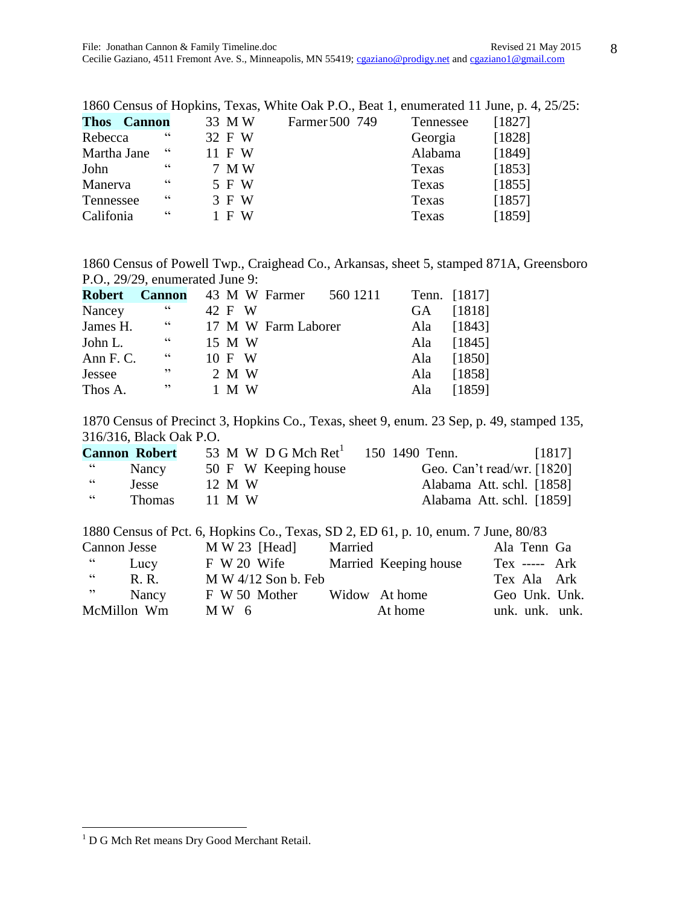1860 Census of Hopkins, Texas, White Oak P.O., Beat 1, enumerated 11 June, p. 4, 25/25:

| | | | | | | | | |
|---|---|---|---|---|---|---|---|---|
| **Thos Cannon** | | 33 | M W | Farmer | 500 | 749 | Tennessee | [1827] |
| Rebecca | " | 32 | F W | | | | Georgia | [1828] |
| Martha Jane | " | 11 | F W | | | | Alabama | [1849] |
| John | " | 7 | M W | | | | Texas | [1853] |
| Manerva | " | 5 | F W | | | | Texas | [1855] |
| Tennessee | " | 3 | F W | | | | Texas | [1857] |
| Califonia | " | 1 | F W | | | | Texas | [1859] |

1860 Census of Powell Twp., Craighead Co., Arkansas, sheet 5, stamped 871A, Greensboro P.O., 29/29, enumerated June 9:

| | | | | | | | | |
|---|---|---|---|---|---|---|---|---|
| **Robert Cannon** | | 43 | M W | Farmer | 560 | 1211 | Tenn. | [1817] |
| Nancey | " | 42 | F W | | | | GA | [1818] |
| James H. | " | 17 | M W | Farm Laborer | | | Ala | [1843] |
| John L. | " | 15 | M W | | | | Ala | [1845] |
| Ann F. C. | " | 10 | F W | | | | Ala | [1850] |
| Jessee | " | 2 | M W | | | | Ala | [1858] |
| Thos A. | " | 1 | M W | | | | Ala | [1859] |

1870 Census of Precinct 3, Hopkins Co., Texas, sheet 9, enum. 23 Sep, p. 49, stamped 135, 316/316, Black Oak P.O.

| | | | | | | | | |
|---|---|---|---|---|---|---|---|---|
| **Cannon** | **Robert** | 53 | M W | D G Mch Ret[1] | 150 | 1490 | Tenn. | [1817] |
| " | Nancy | 50 | F W | Keeping house | | | Geo. Can't read/wr. | [1820] |
| " | Jesse | 12 | M W | | | | Alabama Att. schl. | [1858] |
| " | Thomas | 11 | M W | | | | Alabama Att. schl. | [1859] |

1880 Census of Pct. 6, Hopkins Co., Texas, SD 2, ED 61, p. 10, enum. 7 June, 80/83

| | | | | | | | | |
|---|---|---|---|---|---|---|---|---|
| Cannon | Jesse | M W 23 | [Head] | Married | | Ala | Tenn | Ga |
| " | Lucy | F W 20 | Wife | Married | Keeping house | Tex | ----- | Ark |
| " | R. R. | M W 4/12 | Son b. Feb | | | Tex | Ala | Ark |
| " | Nancy | F W 50 | Mother | Widow | At home | Geo | Unk. | Unk. |
| McMillon | Wm | M W 6 | | | At home | unk. | unk. | unk. |

[1] D G Mch Ret means Dry Good Merchant Retail.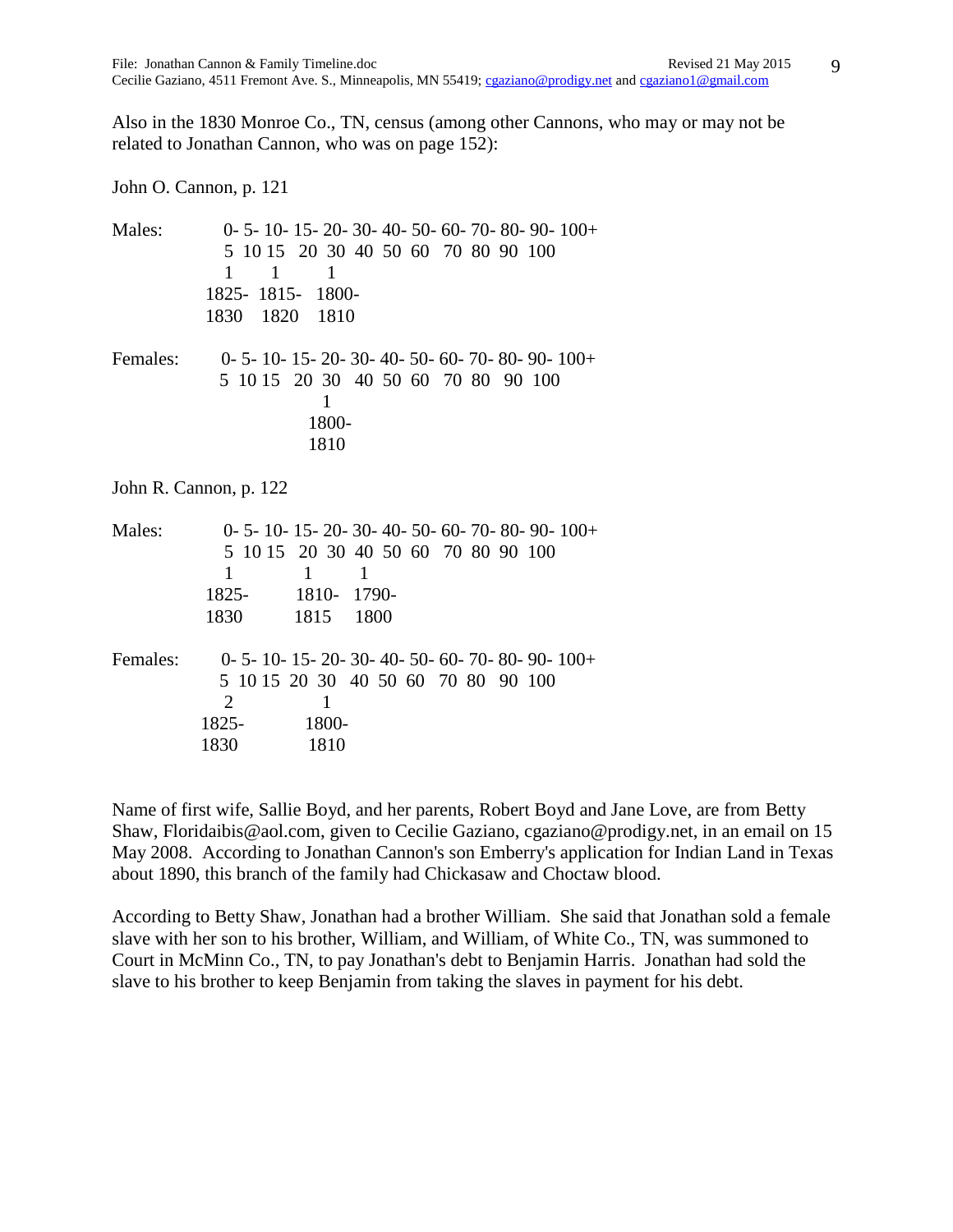Also in the 1830 Monroe Co., TN, census (among other Cannons, who may or may not be related to Jonathan Cannon, who was on page 152):

John O. Cannon, p. 121

| | 0-5 | 5-10 | 10-15 | 15-20 | 20-30 | 30-40 | 40-50 | 50-60 | 60-70 | 70-80 | 80-90 | 90-100 | 100+ |
|---|---|---|---|---|---|---|---|---|---|---|---|---|---|
| Males: | 1 | | 1 | | 1 | | | | | | | | |
| | 1825-1830 | | 1815-1820 | | 1800-1810 | | | | | | | | |
| Females: | | | | | 1 | | | | | | | | |
| | | | | | 1800-1810 | | | | | | | | |

John R. Cannon, p. 122

| | 0-5 | 5-10 | 10-15 | 15-20 | 20-30 | 30-40 | 40-50 | 50-60 | 60-70 | 70-80 | 80-90 | 90-100 | 100+ |
|---|---|---|---|---|---|---|---|---|---|---|---|---|---|
| Males: | 1 | | | 1 | | 1 | | | | | | | |
| | 1825-1830 | | | 1810-1815 | | 1790-1800 | | | | | | | |
| Females: | 2 | | | | 1 | | | | | | | | |
| | 1825-1830 | | | | 1800-1810 | | | | | | | | |

Name of first wife, Sallie Boyd, and her parents, Robert Boyd and Jane Love, are from Betty Shaw, Floridaibis@aol.com, given to Cecilie Gaziano, cgaziano@prodigy.net, in an email on 15 May 2008. According to Jonathan Cannon's son Emberry's application for Indian Land in Texas about 1890, this branch of the family had Chickasaw and Choctaw blood.

According to Betty Shaw, Jonathan had a brother William. She said that Jonathan sold a female slave with her son to his brother, William, and William, of White Co., TN, was summoned to Court in McMinn Co., TN, to pay Jonathan's debt to Benjamin Harris. Jonathan had sold the slave to his brother to keep Benjamin from taking the slaves in payment for his debt.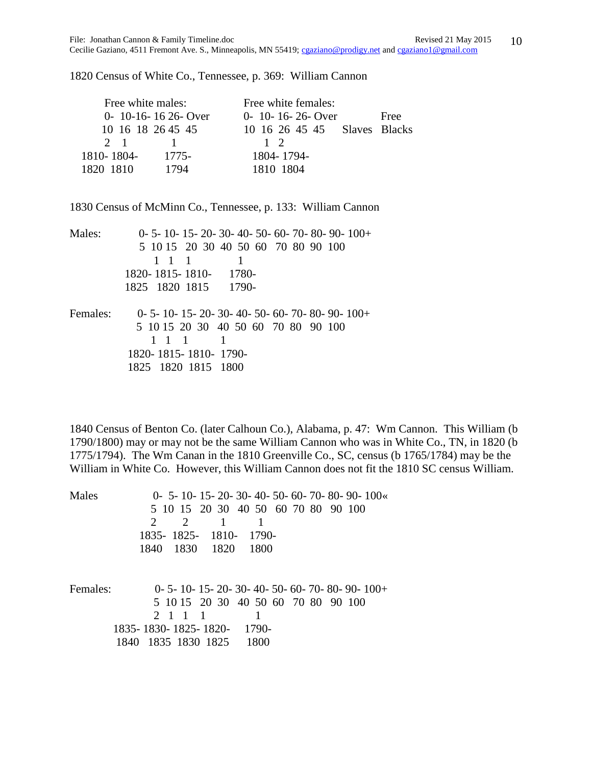1820 Census of White Co., Tennessee, p. 369: William Cannon

| Free white males: | | | | | Free white females: | | | | | | |
|---|---|---|---|---|---|---|---|---|---|---|---|
| 0-10 | 10-16 | 16-18 | 26-45 | Over 45 | 0-10 | 10-16 | 16-26 | 26-45 | Over 45 | Slaves | Free Blacks |
| 2 | 1 | | 1 | | | 1 | 2 | | | | |
| 1810-1820 | 1804-1810 | | 1775-1794 | | | 1804-1810 | 1794-1804 | | | | |

1830 Census of McMinn Co., Tennessee, p. 133: William Cannon

| | 0-5 | 5-10 | 10-15 | 15-20 | 20-30 | 30-40 | 40-50 | 50-60 | 60-70 | 70-80 | 80-90 | 90-100 | 100+ |
|---|---|---|---|---|---|---|---|---|---|---|---|---|---|
| Males: | | 1 | 1 | 1 | | | 1 | | | | | | |
| | | 1820-1825 | 1815-1820 | 1810-1815 | | | 1780-1790- | | | | | | |
| Females: | | 1 | 1 | 1 | | 1 | | | | | | | |
| | | 1820-1825 | 1815-1820 | 1810-1815 | | 1790-1800 | | | | | | | |

1840 Census of Benton Co. (later Calhoun Co.), Alabama, p. 47: Wm Cannon. This William (b 1790/1800) may or may not be the same William Cannon who was in White Co., TN, in 1820 (b 1775/1794). The Wm Canan in the 1810 Greenville Co., SC, census (b 1765/1784) may be the William in White Co. However, this William Cannon does not fit the 1810 SC census William.

| | 0-5 | 5-10 | 10-15 | 15-20 | 20-30 | 30-40 | 40-50 | 50-60 | 60-70 | 70-80 | 80-90 | 90-100 | 100« |
|---|---|---|---|---|---|---|---|---|---|---|---|---|---|
| Males | 2 | | 2 | | 1 | | 1 | | | | | | |
| | 1835-1840 | | 1825-1830 | | 1810-1820 | | 1790-1800 | | | | | | |

| | 0-5 | 5-10 | 10-15 | 15-20 | 20-30 | 30-40 | 40-50 | 50-60 | 60-70 | 70-80 | 80-90 | 90-100 | 100+ |
|---|---|---|---|---|---|---|---|---|---|---|---|---|---|
| Females: | 2 | 1 | 1 | 1 | | 1 | | | | | | | |
| | 1835-1840 | 1830-1835 | 1825-1830 | 1820-1825 | | 1790-1800 | | | | | | | |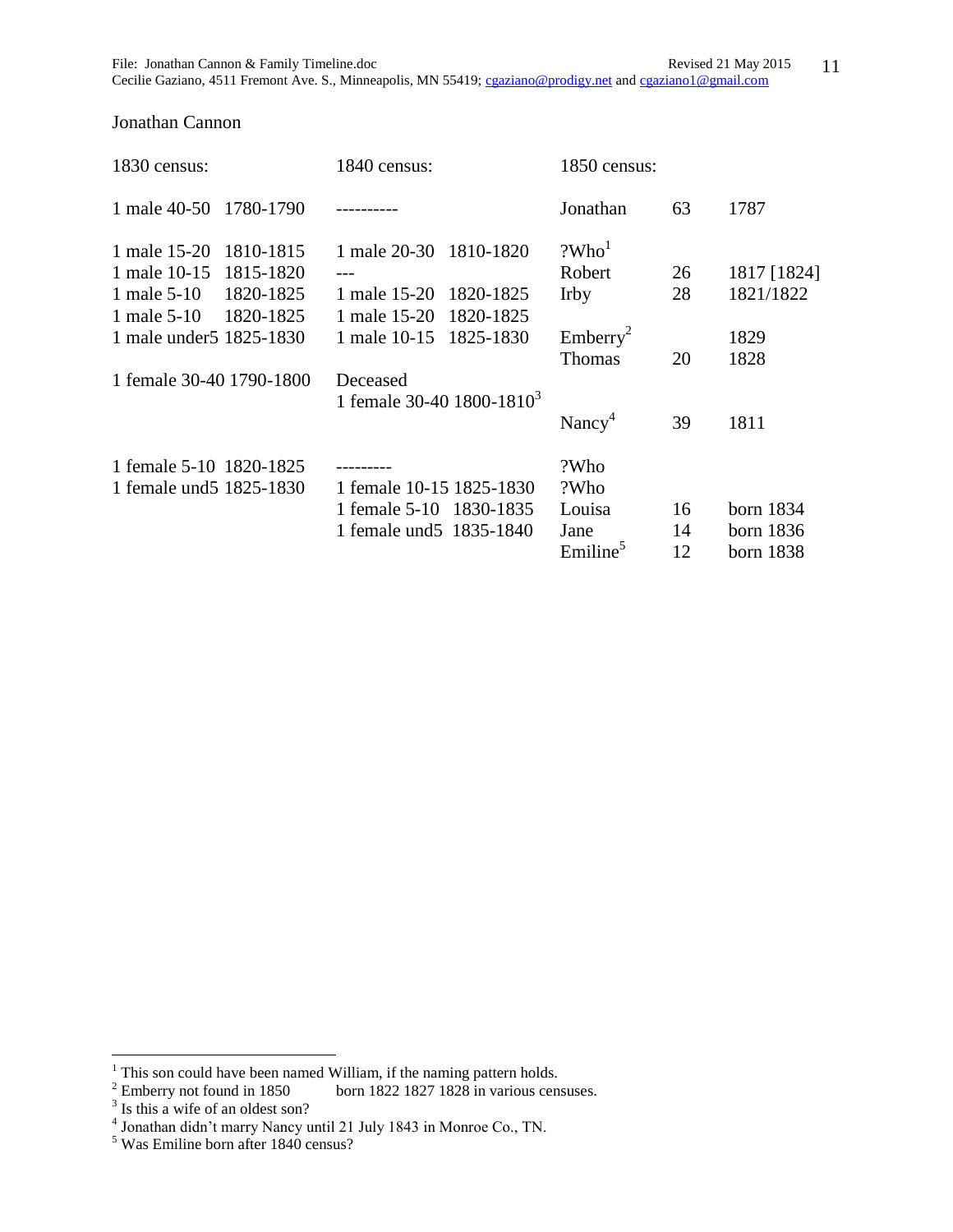Jonathan Cannon

| 1830 census: | | 1840 census: | | 1850 census: | | |
|---|---|---|---|---|---|---|
| 1 male 40-50 | 1780-1790 | ---------- | | Jonathan | 63 | 1787 |
| 1 male 15-20 | 1810-1815 | 1 male 20-30 | 1810-1820 | ?Who[1] | | |
| 1 male 10-15 | 1815-1820 | --- | | Robert | 26 | 1817 [1824] |
| 1 male 5-10 | 1820-1825 | 1 male 15-20 | 1820-1825 | Irby | 28 | 1821/1822 |
| 1 male 5-10 | 1820-1825 | 1 male 15-20 | 1820-1825 | | | |
| 1 male under5 | 1825-1830 | 1 male 10-15 | 1825-1830 | Emberry[2] | | 1829 |
| | | | | Thomas | 20 | 1828 |
| 1 female 30-40 | 1790-1800 | Deceased | | | | |
| | | 1 female 30-40 | 1800-1810[3] | | | |
| | | | | Nancy[4] | 39 | 1811 |
| 1 female 5-10 | 1820-1825 | --------- | | ?Who | | |
| 1 female und5 | 1825-1830 | 1 female 10-15 | 1825-1830 | ?Who | | |
| | | 1 female 5-10 | 1830-1835 | Louisa | 16 | born 1834 |
| | | 1 female und5 | 1835-1840 | Jane | 14 | born 1836 |
| | | | | Emiline[5] | 12 | born 1838 |

[1] This son could have been named William, if the naming pattern holds.

[2] Emberry not found in 1850 born 1822 1827 1828 in various censuses.

[3] Is this a wife of an oldest son?

[4] Jonathan didn't marry Nancy until 21 July 1843 in Monroe Co., TN.

[5] Was Emiline born after 1840 census?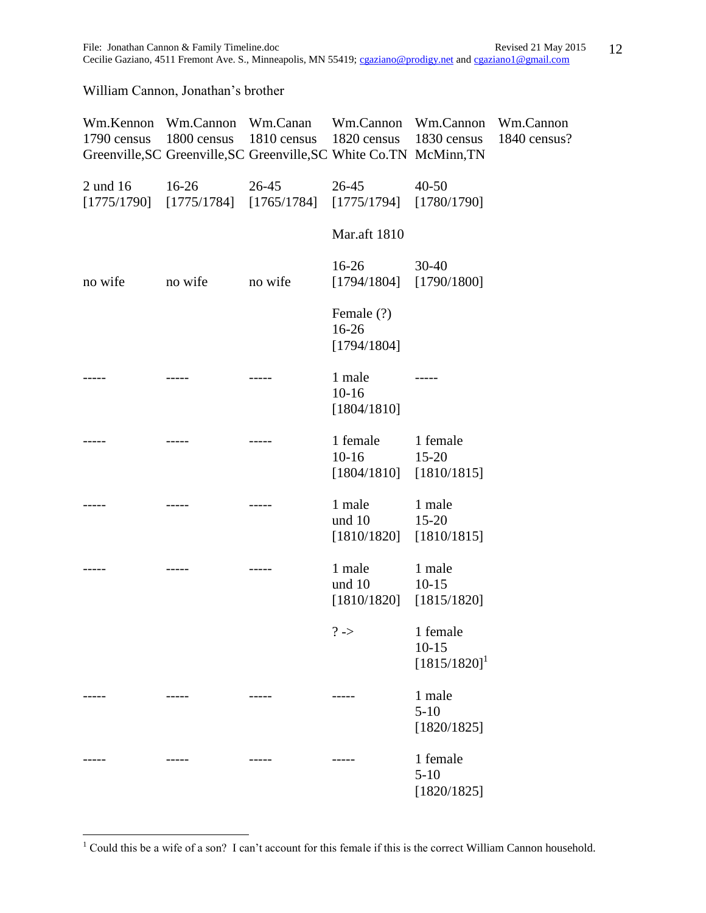William Cannon, Jonathan's brother

| Wm.Kennon 1790 census Greenville,SC | Wm.Cannon 1800 census Greenville,SC | Wm.Canan 1810 census Greenville,SC | Wm.Cannon 1820 census White Co.TN | Wm.Cannon 1830 census McMinn,TN | Wm.Cannon 1840 census? |
|---|---|---|---|---|---|
| 2 und 16 [1775/1790] | 16-26 [1775/1784] | 26-45 [1765/1784] | 26-45 [1775/1794] | 40-50 [1780/1790] | |
| | | | Mar.aft 1810 | | |
| no wife | no wife | no wife | 16-26 [1794/1804] | 30-40 [1790/1800] | |
| | | | Female (?) 16-26 [1794/1804] | | |
| ----- | ----- | ----- | 1 male 10-16 [1804/1810] | ----- | |
| ----- | ----- | ----- | 1 female 10-16 [1804/1810] | 1 female 15-20 [1810/1815] | |
| ----- | ----- | ----- | 1 male und 10 [1810/1820] | 1 male 15-20 [1810/1815] | |
| ----- | ----- | ----- | 1 male und 10 [1810/1820] | 1 male 10-15 [1815/1820] | |
| | | | ? -> | 1 female 10-15 [1815/1820][1] | |
| ----- | ----- | ----- | ----- | 1 male 5-10 [1820/1825] | |
| ----- | ----- | ----- | ----- | 1 female 5-10 [1820/1825] | |

[1] Could this be a wife of a son? I can't account for this female if this is the correct William Cannon household.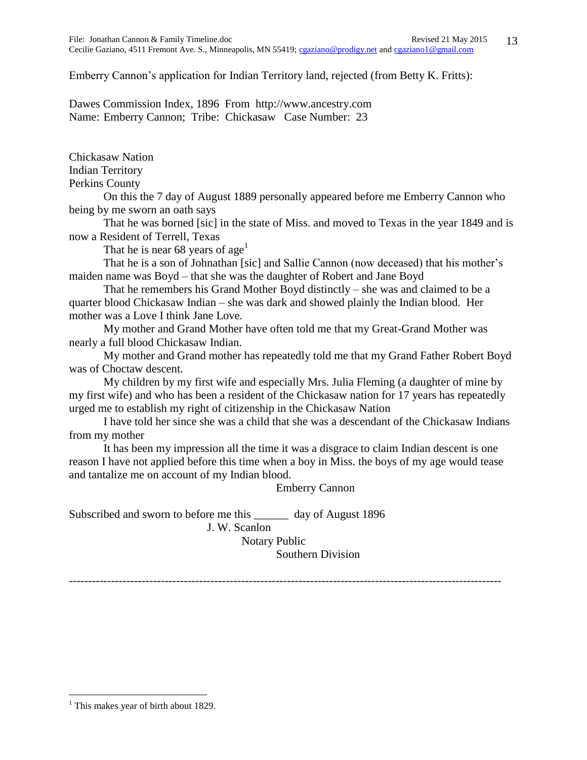Emberry Cannon's application for Indian Territory land, rejected (from Betty K. Fritts):

Dawes Commission Index, 1896 From http://www.ancestry.com
Name: Emberry Cannon; Tribe: Chickasaw Case Number: 23

Chickasaw Nation
Indian Territory
Perkins County

On this the 7 day of August 1889 personally appeared before me Emberry Cannon who being by me sworn an oath says

That he was borned [sic] in the state of Miss. and moved to Texas in the year 1849 and is now a Resident of Terrell, Texas

That he is near 68 years of age[1]

That he is a son of Johnathan [sic] and Sallie Cannon (now deceased) that his mother's maiden name was Boyd – that she was the daughter of Robert and Jane Boyd

That he remembers his Grand Mother Boyd distinctly – she was and claimed to be a quarter blood Chickasaw Indian – she was dark and showed plainly the Indian blood. Her mother was a Love I think Jane Love.

My mother and Grand Mother have often told me that my Great-Grand Mother was nearly a full blood Chickasaw Indian.

My mother and Grand mother has repeatedly told me that my Grand Father Robert Boyd was of Choctaw descent.

My children by my first wife and especially Mrs. Julia Fleming (a daughter of mine by my first wife) and who has been a resident of the Chickasaw nation for 17 years has repeatedly urged me to establish my right of citizenship in the Chickasaw Nation

I have told her since she was a child that she was a descendant of the Chickasaw Indians from my mother

It has been my impression all the time it was a disgrace to claim Indian descent is one reason I have not applied before this time when a boy in Miss. the boys of my age would tease and tantalize me on account of my Indian blood.

Emberry Cannon

Subscribed and sworn to before me this ______ day of August 1896

J. W. Scanlon
Notary Public
Southern Division

---

[1] This makes year of birth about 1829.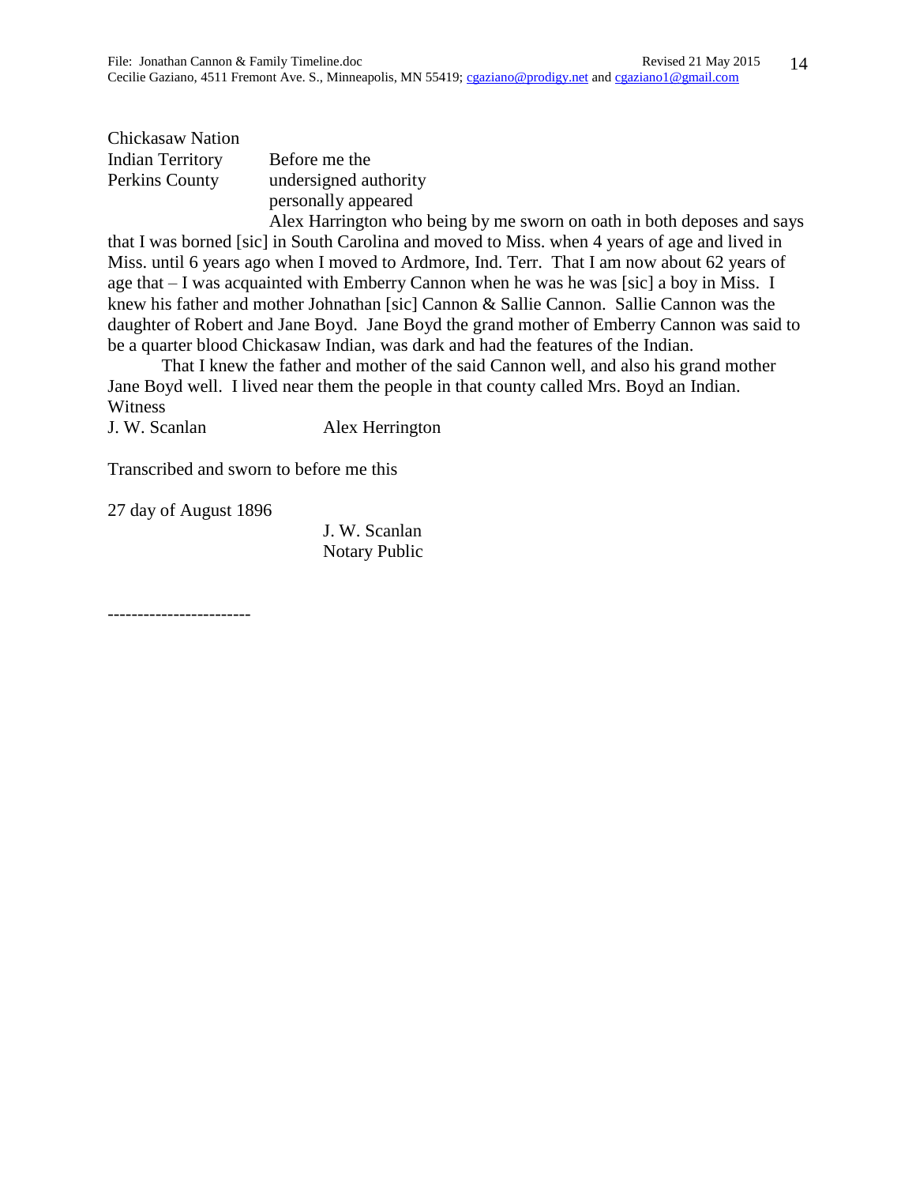Chickasaw Nation
Indian Territory
Perkins County

Before me the undersigned authority personally appeared Alex Harrington who being by me sworn on oath in both deposes and says that I was borned [sic] in South Carolina and moved to Miss. when 4 years of age and lived in Miss. until 6 years ago when I moved to Ardmore, Ind. Terr. That I am now about 62 years of age that – I was acquainted with Emberry Cannon when he was he was [sic] a boy in Miss. I knew his father and mother Johnathan [sic] Cannon & Sallie Cannon. Sallie Cannon was the daughter of Robert and Jane Boyd. Jane Boyd the grand mother of Emberry Cannon was said to be a quarter blood Chickasaw Indian, was dark and had the features of the Indian.

That I knew the father and mother of the said Cannon well, and also his grand mother Jane Boyd well. I lived near them the people in that county called Mrs. Boyd an Indian.

Witness
J. W. Scanlan — Alex Herrington

Transcribed and sworn to before me this

27 day of August 1896

J. W. Scanlan
Notary Public

-----------------------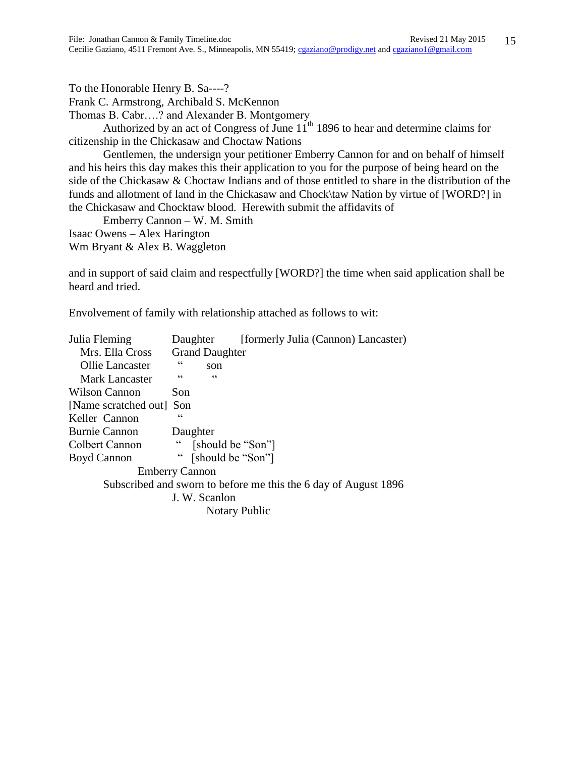To the Honorable Henry B. Sa----?
Frank C. Armstrong, Archibald S. McKennon
Thomas B. Cabr….? and Alexander B. Montgomery

Authorized by an act of Congress of June 11th 1896 to hear and determine claims for citizenship in the Chickasaw and Choctaw Nations

Gentlemen, the undersign your petitioner Emberry Cannon for and on behalf of himself and his heirs this day makes this their application to you for the purpose of being heard on the side of the Chickasaw & Choctaw Indians and of those entitled to share in the distribution of the funds and allotment of land in the Chickasaw and Chock\taw Nation by virtue of [WORD?] in the Chickasaw and Chocktaw blood. Herewith submit the affidavits of

Emberry Cannon – W. M. Smith
Isaac Owens – Alex Harington
Wm Bryant & Alex B. Waggleton

and in support of said claim and respectfully [WORD?] the time when said application shall be heard and tried.

Envolvement of family with relationship attached as follows to wit:

| | | |
|---|---|---|
| Julia Fleming | Daughter | [formerly Julia (Cannon) Lancaster) |
| Mrs. Ella Cross | Grand Daughter | |
| Ollie Lancaster | " son | |
| Mark Lancaster | " " | |
| Wilson Cannon | Son | |
| [Name scratched out] | Son | |
| Keller Cannon | " | |
| Burnie Cannon | Daughter | |
| Colbert Cannon | " [should be "Son"] | |
| Boyd Cannon | " [should be "Son"] | |

Emberry Cannon

Subscribed and sworn to before me this the 6 day of August 1896

J. W. Scanlon
Notary Public